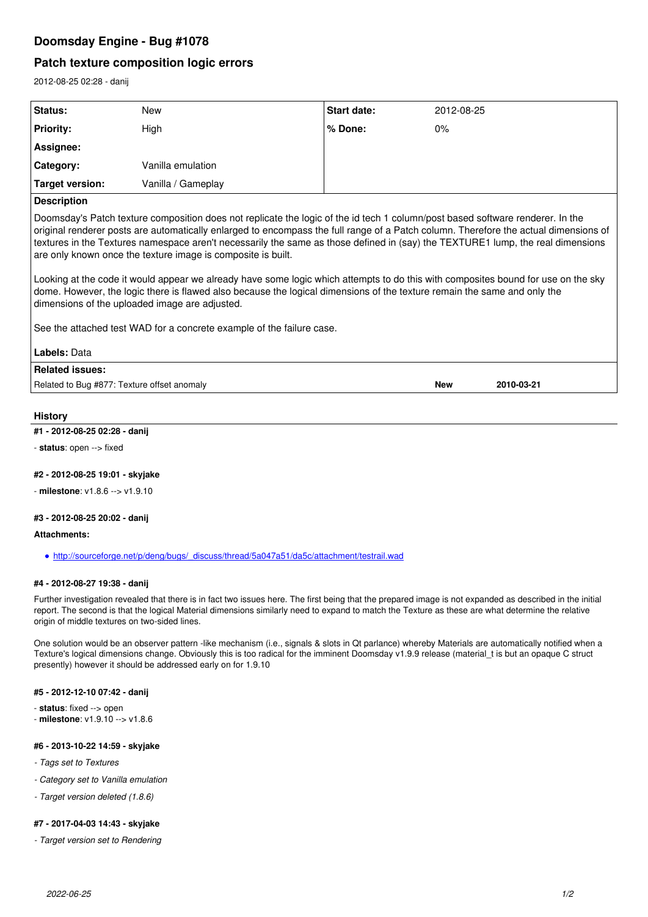# Doomsday Engine - Bug #1078

## Patch texture composition logic errors

2012-08-25 02:28 - danij

| Status: | New | Start date: | 2012-08-25 |
| --- | --- | --- | --- |
| Priority: | High | % Done: | 0% |
| Assignee: | | | |
| Category: | Vanilla emulation | | |
| Target version: | Vanilla / Gameplay | | |

**Description**

Doomsday's Patch texture composition does not replicate the logic of the id tech 1 column/post based software renderer. In the original renderer posts are automatically enlarged to encompass the full range of a Patch column. Therefore the actual dimensions of textures in the Textures namespace aren't necessarily the same as those defined in (say) the TEXTURE1 lump, the real dimensions are only known once the texture image is composite is built.

Looking at the code it would appear we already have some logic which attempts to do this with composites bound for use on the sky dome. However, the logic there is flawed also because the logical dimensions of the texture remain the same and only the dimensions of the uploaded image are adjusted.

See the attached test WAD for a concrete example of the failure case.

**Labels:** Data

**Related issues:**

| Related to Bug #877: Texture offset anomaly | New | 2010-03-21 |
| --- | --- | --- |

### History

**#1 - 2012-08-25 02:28 - danij**

- **status**: open --> fixed

**#2 - 2012-08-25 19:01 - skyjake**

- **milestone**: v1.8.6 --> v1.9.10

**#3 - 2012-08-25 20:02 - danij**

**Attachments:**

- http://sourceforge.net/p/deng/bugs/_discuss/thread/5a047a51/da5c/attachment/testrail.wad

**#4 - 2012-08-27 19:38 - danij**

Further investigation revealed that there is in fact two issues here. The first being that the prepared image is not expanded as described in the initial report. The second is that the logical Material dimensions similarly need to expand to match the Texture as these are what determine the relative origin of middle textures on two-sided lines.

One solution would be an observer pattern -like mechanism (i.e., signals & slots in Qt parlance) whereby Materials are automatically notified when a Texture's logical dimensions change. Obviously this is too radical for the imminent Doomsday v1.9.9 release (material_t is but an opaque C struct presently) however it should be addressed early on for 1.9.10

**#5 - 2012-12-10 07:42 - danij**

- **status**: fixed --> open
- **milestone**: v1.9.10 --> v1.8.6

**#6 - 2013-10-22 14:59 - skyjake**

- *Tags set to Textures*
- *Category set to Vanilla emulation*
- *Target version deleted (1.8.6)*

**#7 - 2017-04-03 14:43 - skyjake**

- *Target version set to Rendering*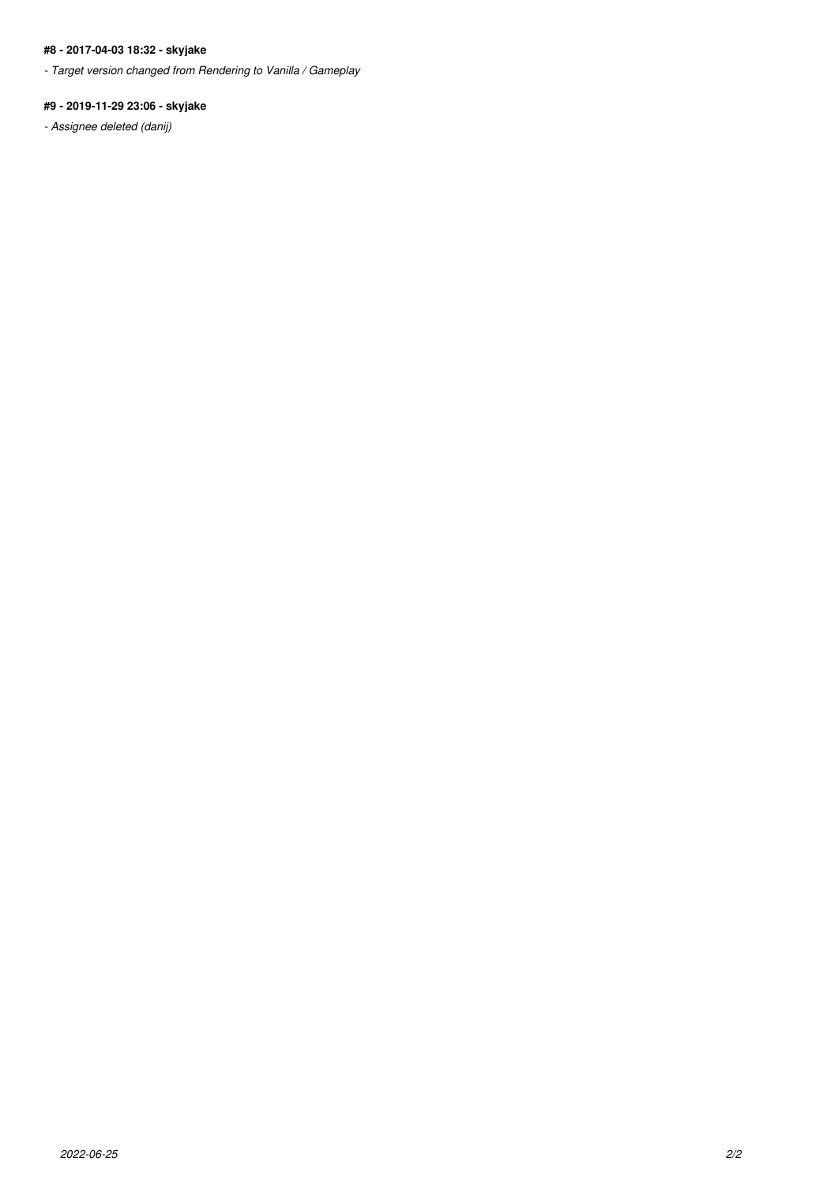**#8 - 2017-04-03 18:32 - skyjake**

*- Target version changed from Rendering to Vanilla / Gameplay*

**#9 - 2019-11-29 23:06 - skyjake**

*- Assignee deleted (danij)*